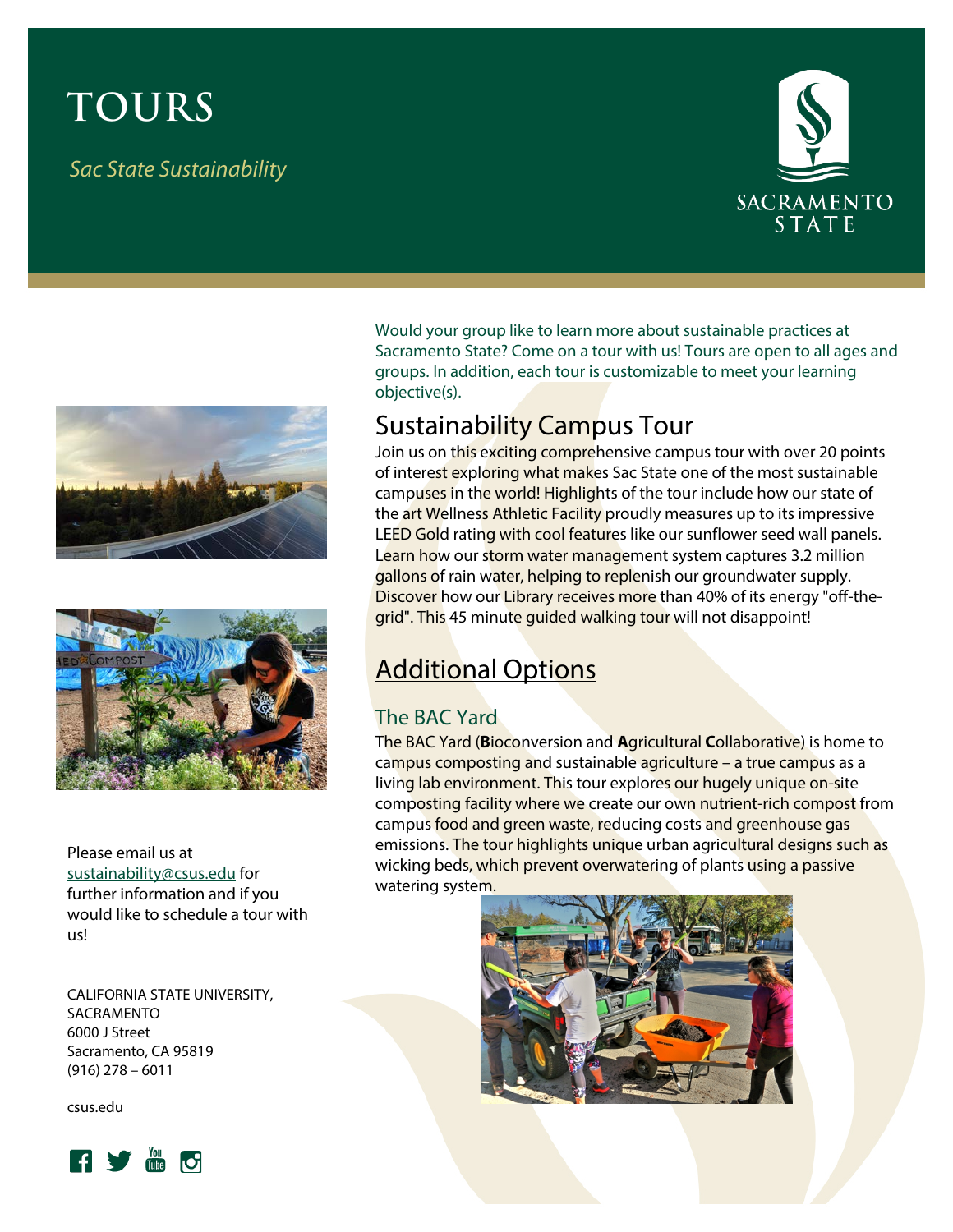# TOURS

*Sac State Sustainability*

Would your group like to learn more about sustainable practices at Sacramento State? Come on a tour with us! Tours are open to all ages and groups. In addition, each tour is customizable to meet your learning objective(s).

## Sustainability Campus Tour

Join us on this exciting comprehensive campus tour with over 20 points of interest exploring what makes Sac State one of the most sustainable campuses in the world! Highlights of the tour include how our state of the art Wellness Athletic Facility proudly measures up to its impressive LEED Gold rating with cool features like our sunflower seed wall panels. Learn how our storm water management system captures 3.2 million gallons of rain water, helping to replenish our groundwater supply. Discover how our Library receives more than 40% of its energy "off-the-grid". This 45 minute guided walking tour will not disappoint!

## Additional Options

### The BAC Yard

The BAC Yard (**B**ioconversion and **A**gricultural **C**ollaborative) is home to campus composting and sustainable agriculture – a true campus as a living lab environment. This tour explores our hugely unique on-site composting facility where we create our own nutrient-rich compost from campus food and green waste, reducing costs and greenhouse gas emissions. The tour highlights unique urban agricultural designs such as wicking beds, which prevent overwatering of plants using a passive watering system.

Please email us at sustainability@csus.edu for further information and if you would like to schedule a tour with us!

CALIFORNIA STATE UNIVERSITY, SACRAMENTO
6000 J Street
Sacramento, CA 95819
(916) 278 – 6011

csus.edu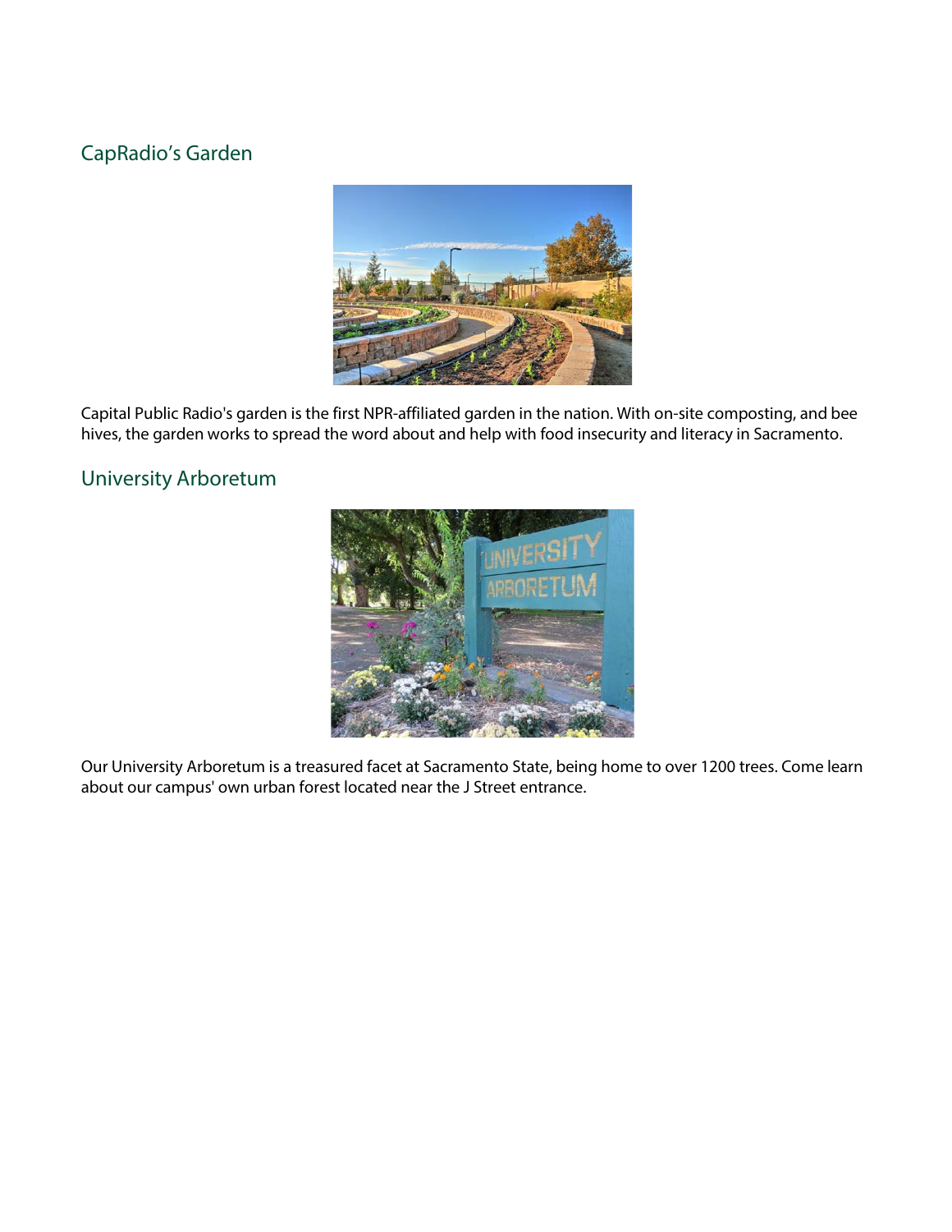## CapRadio’s Garden

Capital Public Radio's garden is the first NPR-affiliated garden in the nation. With on-site composting, and bee hives, the garden works to spread the word about and help with food insecurity and literacy in Sacramento.

## University Arboretum

Our University Arboretum is a treasured facet at Sacramento State, being home to over 1200 trees. Come learn about our campus' own urban forest located near the J Street entrance.